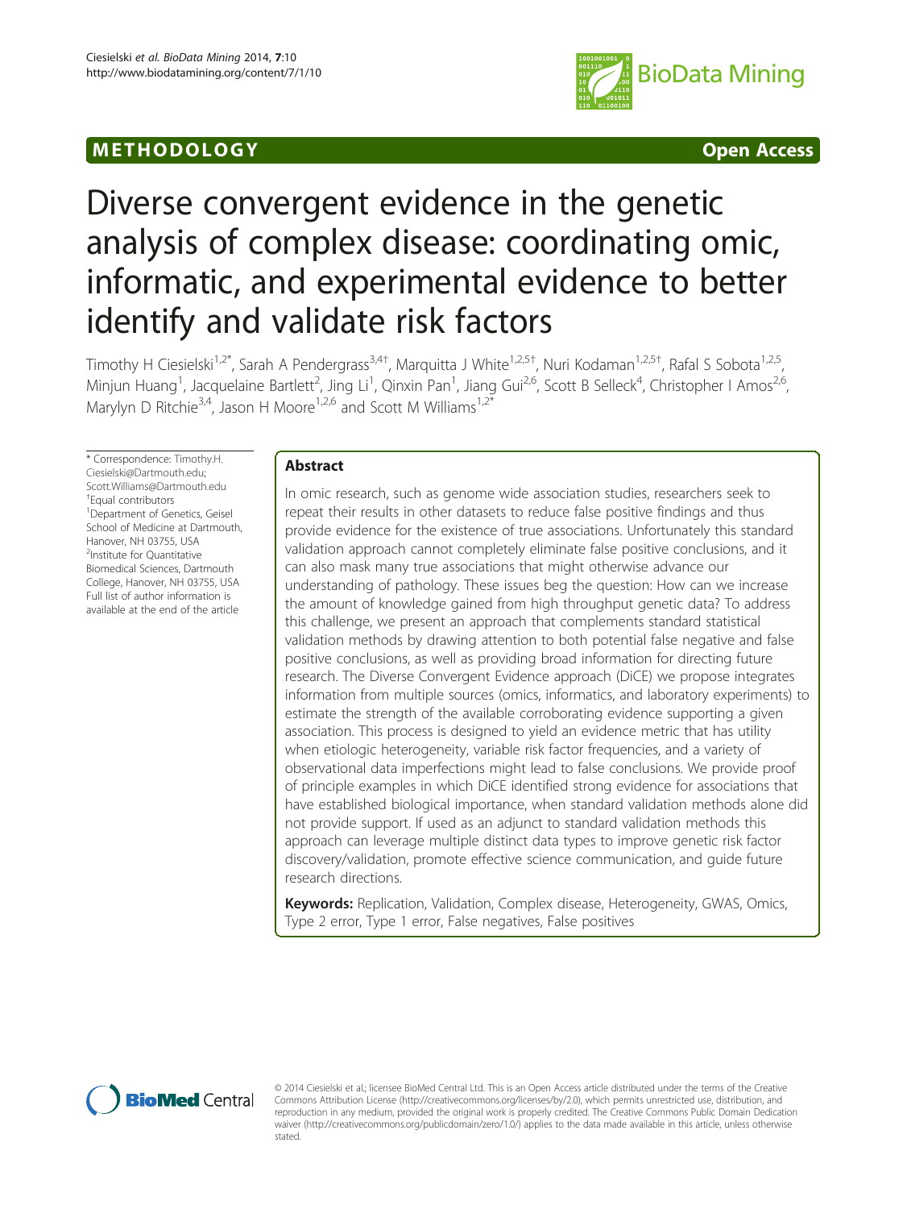METHODOLOGY **Open Access**

# Diverse convergent evidence in the genetic analysis of complex disease: coordinating omic, informatic, and experimental evidence to better identify and validate risk factors

Timothy H Ciesielski[1,2*], Sarah A Pendergrass[3,4†], Marquitta J White[1,2,5†], Nuri Kodaman[1,2,5†], Rafal S Sobota[1,2,5], Minjun Huang[1], Jacquelaine Bartlett[2], Jing Li[1], Qinxin Pan[1], Jiang Gui[2,6], Scott B Selleck[4], Christopher I Amos[2,6], Marylyn D Ritchie[3,4], Jason H Moore[1,2,6] and Scott M Williams[1,2*]

\* Correspondence: Timothy.H.Ciesielski@Dartmouth.edu; Scott.Williams@Dartmouth.edu
†Equal contributors
[1]Department of Genetics, Geisel School of Medicine at Dartmouth, Hanover, NH 03755, USA
[2]Institute for Quantitative Biomedical Sciences, Dartmouth College, Hanover, NH 03755, USA
Full list of author information is available at the end of the article

## Abstract

In omic research, such as genome wide association studies, researchers seek to repeat their results in other datasets to reduce false positive findings and thus provide evidence for the existence of true associations. Unfortunately this standard validation approach cannot completely eliminate false positive conclusions, and it can also mask many true associations that might otherwise advance our understanding of pathology. These issues beg the question: How can we increase the amount of knowledge gained from high throughput genetic data? To address this challenge, we present an approach that complements standard statistical validation methods by drawing attention to both potential false negative and false positive conclusions, as well as providing broad information for directing future research. The Diverse Convergent Evidence approach (DiCE) we propose integrates information from multiple sources (omics, informatics, and laboratory experiments) to estimate the strength of the available corroborating evidence supporting a given association. This process is designed to yield an evidence metric that has utility when etiologic heterogeneity, variable risk factor frequencies, and a variety of observational data imperfections might lead to false conclusions. We provide proof of principle examples in which DiCE identified strong evidence for associations that have established biological importance, when standard validation methods alone did not provide support. If used as an adjunct to standard validation methods this approach can leverage multiple distinct data types to improve genetic risk factor discovery/validation, promote effective science communication, and guide future research directions.

**Keywords:** Replication, Validation, Complex disease, Heterogeneity, GWAS, Omics, Type 2 error, Type 1 error, False negatives, False positives

© 2014 Ciesielski et al.; licensee BioMed Central Ltd. This is an Open Access article distributed under the terms of the Creative Commons Attribution License (http://creativecommons.org/licenses/by/2.0), which permits unrestricted use, distribution, and reproduction in any medium, provided the original work is properly credited. The Creative Commons Public Domain Dedication waiver (http://creativecommons.org/publicdomain/zero/1.0/) applies to the data made available in this article, unless otherwise stated.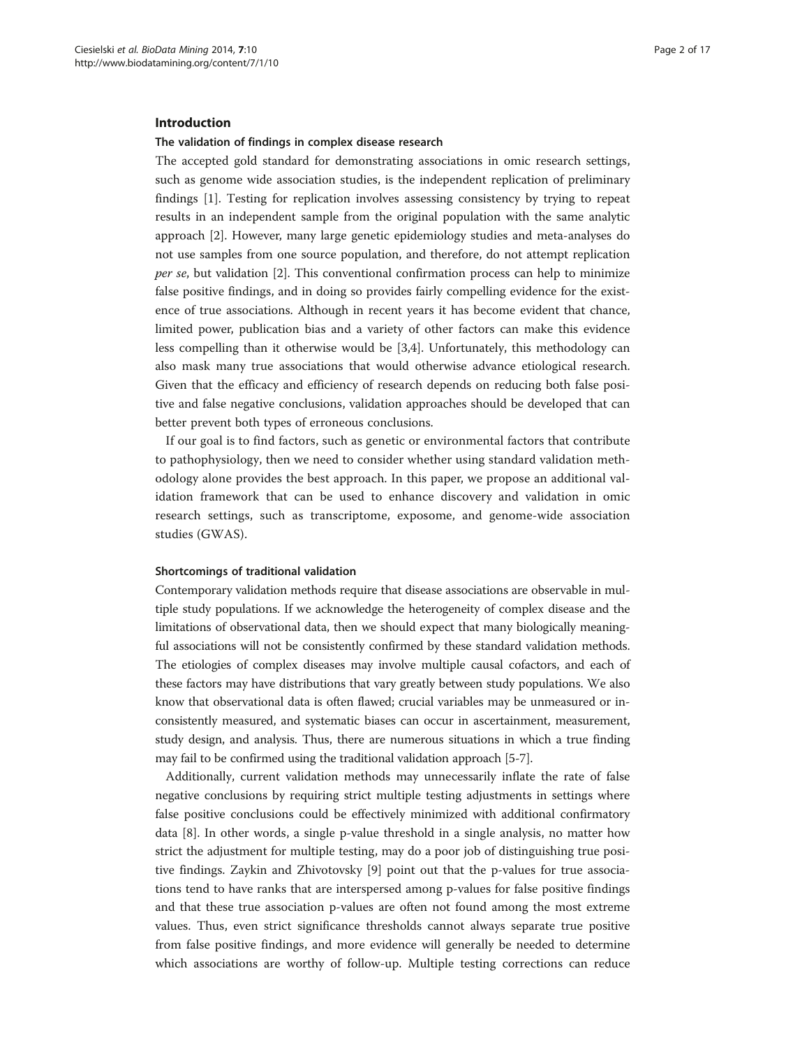## Introduction

### The validation of findings in complex disease research

The accepted gold standard for demonstrating associations in omic research settings, such as genome wide association studies, is the independent replication of preliminary findings [1]. Testing for replication involves assessing consistency by trying to repeat results in an independent sample from the original population with the same analytic approach [2]. However, many large genetic epidemiology studies and meta-analyses do not use samples from one source population, and therefore, do not attempt replication *per se*, but validation [2]. This conventional confirmation process can help to minimize false positive findings, and in doing so provides fairly compelling evidence for the existence of true associations. Although in recent years it has become evident that chance, limited power, publication bias and a variety of other factors can make this evidence less compelling than it otherwise would be [3,4]. Unfortunately, this methodology can also mask many true associations that would otherwise advance etiological research. Given that the efficacy and efficiency of research depends on reducing both false positive and false negative conclusions, validation approaches should be developed that can better prevent both types of erroneous conclusions.

If our goal is to find factors, such as genetic or environmental factors that contribute to pathophysiology, then we need to consider whether using standard validation methodology alone provides the best approach. In this paper, we propose an additional validation framework that can be used to enhance discovery and validation in omic research settings, such as transcriptome, exposome, and genome-wide association studies (GWAS).

### Shortcomings of traditional validation

Contemporary validation methods require that disease associations are observable in multiple study populations. If we acknowledge the heterogeneity of complex disease and the limitations of observational data, then we should expect that many biologically meaningful associations will not be consistently confirmed by these standard validation methods. The etiologies of complex diseases may involve multiple causal cofactors, and each of these factors may have distributions that vary greatly between study populations. We also know that observational data is often flawed; crucial variables may be unmeasured or inconsistently measured, and systematic biases can occur in ascertainment, measurement, study design, and analysis. Thus, there are numerous situations in which a true finding may fail to be confirmed using the traditional validation approach [5-7].

Additionally, current validation methods may unnecessarily inflate the rate of false negative conclusions by requiring strict multiple testing adjustments in settings where false positive conclusions could be effectively minimized with additional confirmatory data [8]. In other words, a single p-value threshold in a single analysis, no matter how strict the adjustment for multiple testing, may do a poor job of distinguishing true positive findings. Zaykin and Zhivotovsky [9] point out that the p-values for true associations tend to have ranks that are interspersed among p-values for false positive findings and that these true association p-values are often not found among the most extreme values. Thus, even strict significance thresholds cannot always separate true positive from false positive findings, and more evidence will generally be needed to determine which associations are worthy of follow-up. Multiple testing corrections can reduce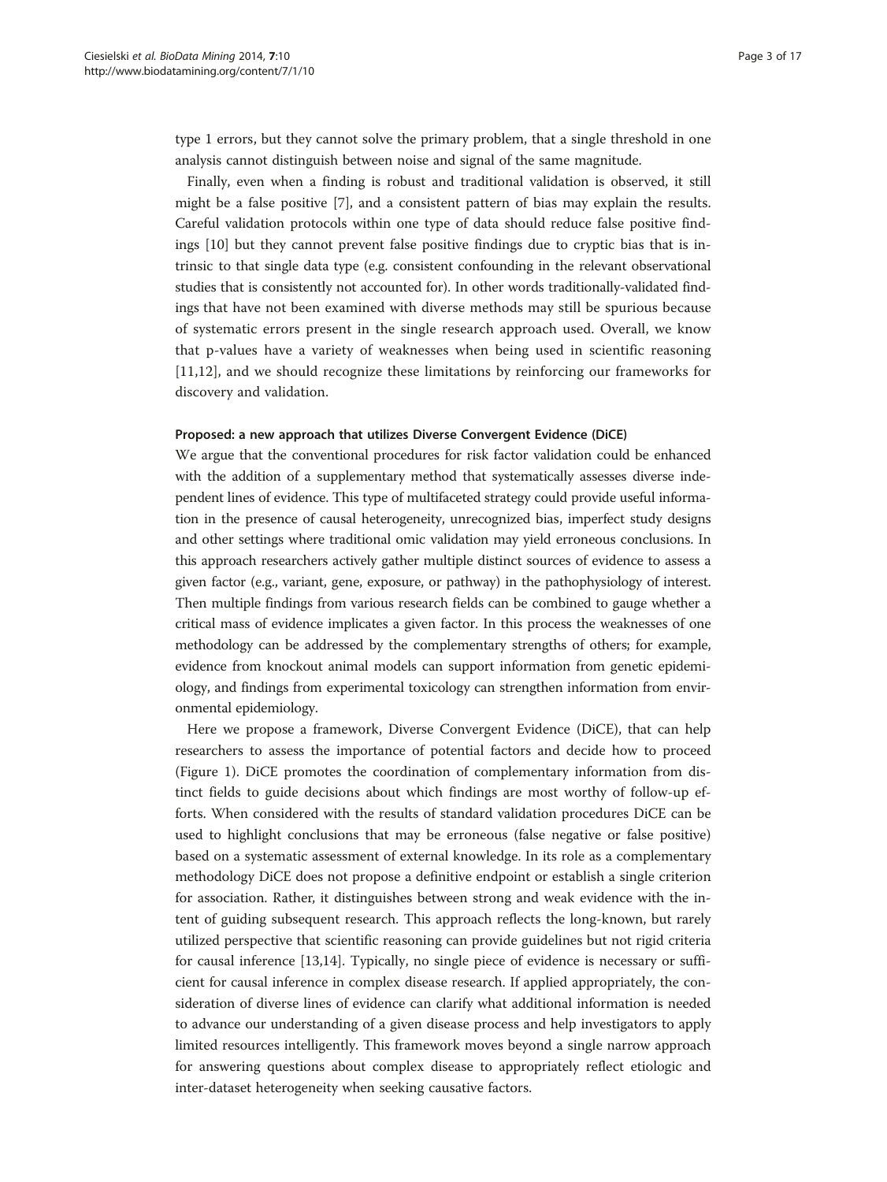type 1 errors, but they cannot solve the primary problem, that a single threshold in one analysis cannot distinguish between noise and signal of the same magnitude.

Finally, even when a finding is robust and traditional validation is observed, it still might be a false positive [7], and a consistent pattern of bias may explain the results. Careful validation protocols within one type of data should reduce false positive findings [10] but they cannot prevent false positive findings due to cryptic bias that is intrinsic to that single data type (e.g. consistent confounding in the relevant observational studies that is consistently not accounted for). In other words traditionally-validated findings that have not been examined with diverse methods may still be spurious because of systematic errors present in the single research approach used. Overall, we know that p-values have a variety of weaknesses when being used in scientific reasoning [11,12], and we should recognize these limitations by reinforcing our frameworks for discovery and validation.

#### Proposed: a new approach that utilizes Diverse Convergent Evidence (DiCE)

We argue that the conventional procedures for risk factor validation could be enhanced with the addition of a supplementary method that systematically assesses diverse independent lines of evidence. This type of multifaceted strategy could provide useful information in the presence of causal heterogeneity, unrecognized bias, imperfect study designs and other settings where traditional omic validation may yield erroneous conclusions. In this approach researchers actively gather multiple distinct sources of evidence to assess a given factor (e.g., variant, gene, exposure, or pathway) in the pathophysiology of interest. Then multiple findings from various research fields can be combined to gauge whether a critical mass of evidence implicates a given factor. In this process the weaknesses of one methodology can be addressed by the complementary strengths of others; for example, evidence from knockout animal models can support information from genetic epidemiology, and findings from experimental toxicology can strengthen information from environmental epidemiology.

Here we propose a framework, Diverse Convergent Evidence (DiCE), that can help researchers to assess the importance of potential factors and decide how to proceed (Figure 1). DiCE promotes the coordination of complementary information from distinct fields to guide decisions about which findings are most worthy of follow-up efforts. When considered with the results of standard validation procedures DiCE can be used to highlight conclusions that may be erroneous (false negative or false positive) based on a systematic assessment of external knowledge. In its role as a complementary methodology DiCE does not propose a definitive endpoint or establish a single criterion for association. Rather, it distinguishes between strong and weak evidence with the intent of guiding subsequent research. This approach reflects the long-known, but rarely utilized perspective that scientific reasoning can provide guidelines but not rigid criteria for causal inference [13,14]. Typically, no single piece of evidence is necessary or sufficient for causal inference in complex disease research. If applied appropriately, the consideration of diverse lines of evidence can clarify what additional information is needed to advance our understanding of a given disease process and help investigators to apply limited resources intelligently. This framework moves beyond a single narrow approach for answering questions about complex disease to appropriately reflect etiologic and inter-dataset heterogeneity when seeking causative factors.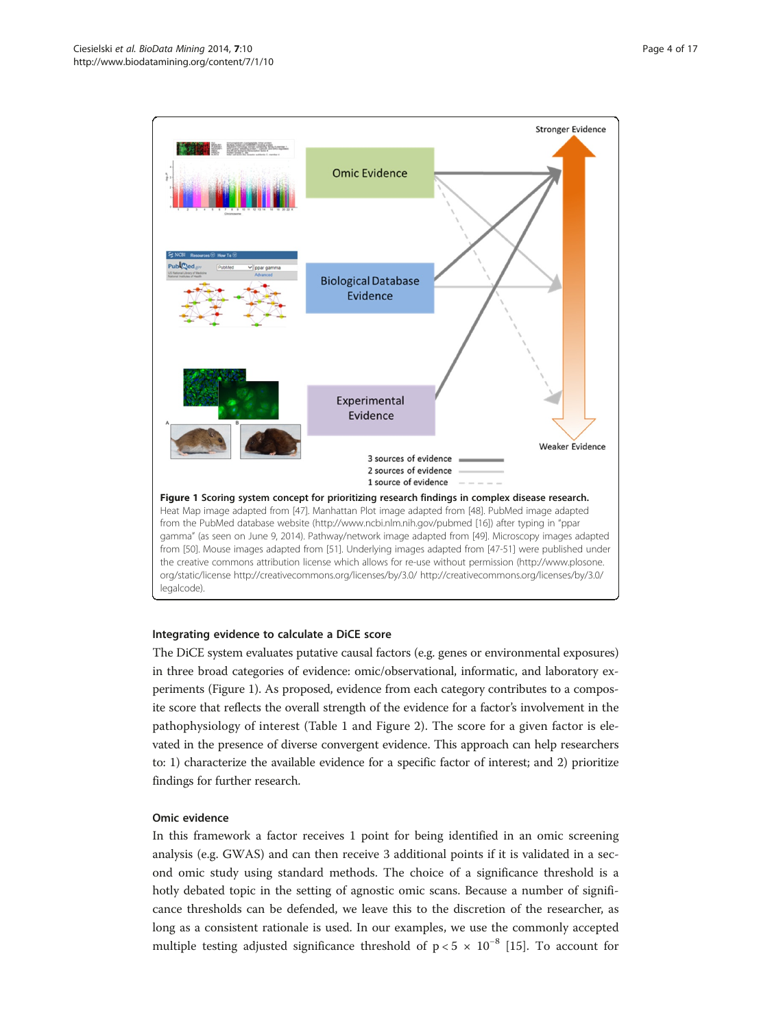**Figure 1 Scoring system concept for prioritizing research findings in complex disease research.** Heat Map image adapted from [47]. Manhattan Plot image adapted from [48]. PubMed image adapted from the PubMed database website (http://www.ncbi.nlm.nih.gov/pubmed [16]) after typing in "ppar gamma" (as seen on June 9, 2014). Pathway/network image adapted from [49]. Microscopy images adapted from [50]. Mouse images adapted from [51]. Underlying images adapted from [47-51] were published under the creative commons attribution license which allows for re-use without permission (http://www.plosone.org/static/license http://creativecommons.org/licenses/by/3.0/ http://creativecommons.org/licenses/by/3.0/legalcode).

### Integrating evidence to calculate a DiCE score

The DiCE system evaluates putative causal factors (e.g. genes or environmental exposures) in three broad categories of evidence: omic/observational, informatic, and laboratory experiments (Figure 1). As proposed, evidence from each category contributes to a composite score that reflects the overall strength of the evidence for a factor's involvement in the pathophysiology of interest (Table 1 and Figure 2). The score for a given factor is elevated in the presence of diverse convergent evidence. This approach can help researchers to: 1) characterize the available evidence for a specific factor of interest; and 2) prioritize findings for further research.

### Omic evidence

In this framework a factor receives 1 point for being identified in an omic screening analysis (e.g. GWAS) and can then receive 3 additional points if it is validated in a second omic study using standard methods. The choice of a significance threshold is a hotly debated topic in the setting of agnostic omic scans. Because a number of significance thresholds can be defended, we leave this to the discretion of the researcher, as long as a consistent rationale is used. In our examples, we use the commonly accepted multiple testing adjusted significance threshold of $p < 5 \times 10^{-8}$ [15]. To account for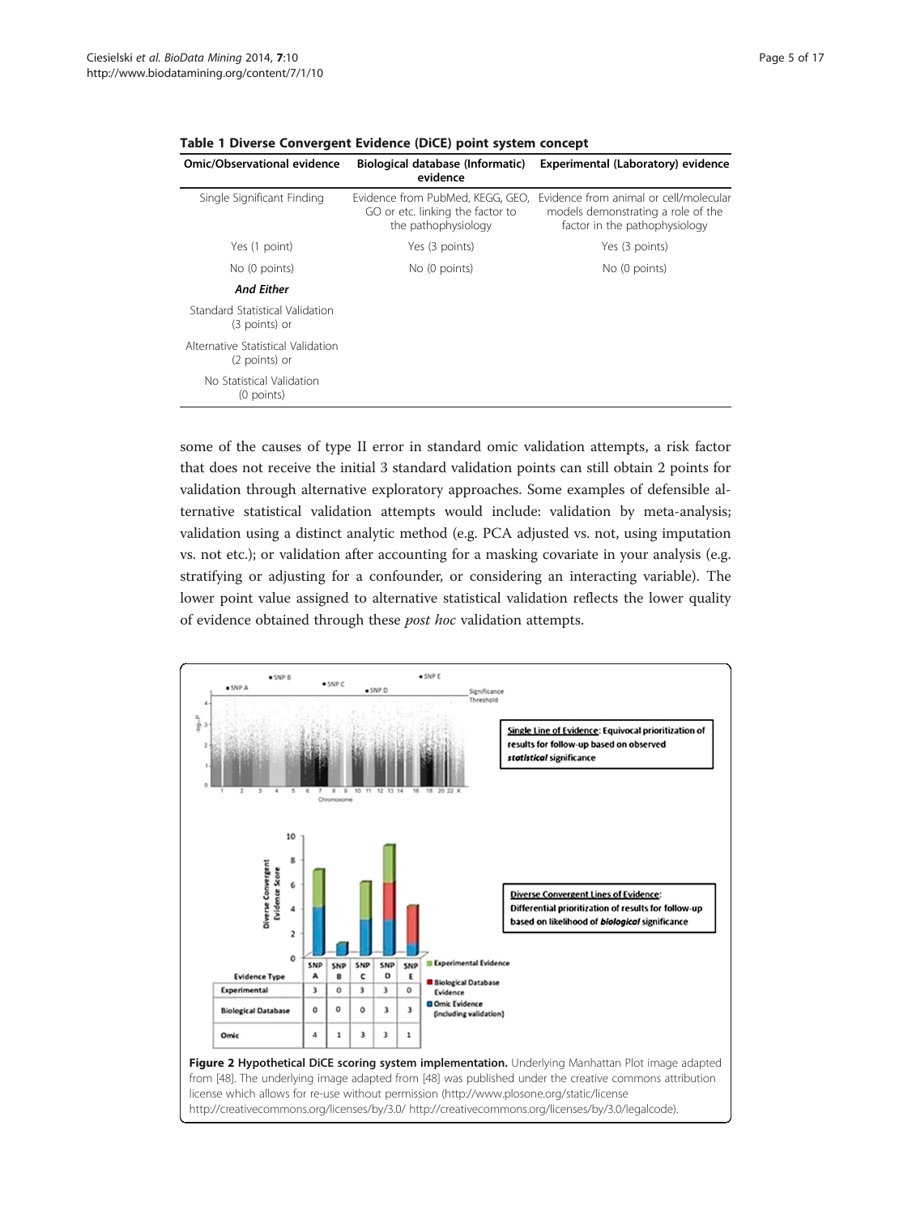**Table 1 Diverse Convergent Evidence (DiCE) point system concept**

| Omic/Observational evidence | Biological database (Informatic) evidence | Experimental (Laboratory) evidence |
|---|---|---|
| Single Significant Finding | Evidence from PubMed, KEGG, GEO, GO or etc. linking the factor to the pathophysiology | Evidence from animal or cell/molecular models demonstrating a role of the factor in the pathophysiology |
| Yes (1 point) | Yes (3 points) | Yes (3 points) |
| No (0 points) | No (0 points) | No (0 points) |
| ***And Either*** | | |
| Standard Statistical Validation (3 points) or | | |
| Alternative Statistical Validation (2 points) or | | |
| No Statistical Validation (0 points) | | |

some of the causes of type II error in standard omic validation attempts, a risk factor that does not receive the initial 3 standard validation points can still obtain 2 points for validation through alternative exploratory approaches. Some examples of defensible alternative statistical validation attempts would include: validation by meta-analysis; validation using a distinct analytic method (e.g. PCA adjusted vs. not, using imputation vs. not etc.); or validation after accounting for a masking covariate in your analysis (e.g. stratifying or adjusting for a confounder, or considering an interacting variable). The lower point value assigned to alternative statistical validation reflects the lower quality of evidence obtained through these *post hoc* validation attempts.

**Figure 2 Hypothetical DiCE scoring system implementation.** Underlying Manhattan Plot image adapted from [48]. The underlying image adapted from [48] was published under the creative commons attribution license which allows for re-use without permission (http://www.plosone.org/static/license http://creativecommons.org/licenses/by/3.0/ http://creativecommons.org/licenses/by/3.0/legalcode).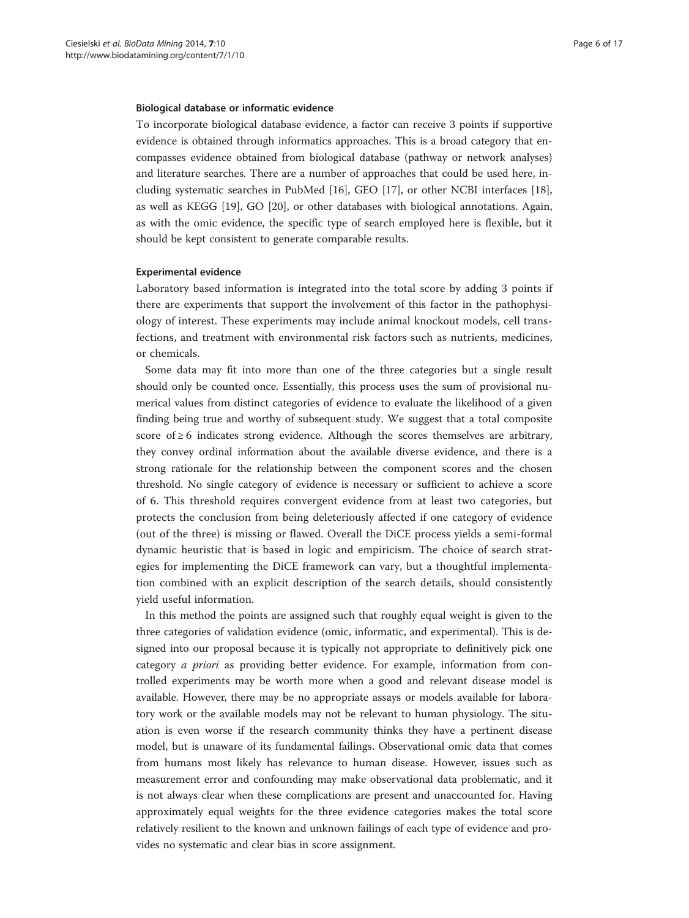#### Biological database or informatic evidence

To incorporate biological database evidence, a factor can receive 3 points if supportive evidence is obtained through informatics approaches. This is a broad category that encompasses evidence obtained from biological database (pathway or network analyses) and literature searches. There are a number of approaches that could be used here, including systematic searches in PubMed [16], GEO [17], or other NCBI interfaces [18], as well as KEGG [19], GO [20], or other databases with biological annotations. Again, as with the omic evidence, the specific type of search employed here is flexible, but it should be kept consistent to generate comparable results.

#### Experimental evidence

Laboratory based information is integrated into the total score by adding 3 points if there are experiments that support the involvement of this factor in the pathophysiology of interest. These experiments may include animal knockout models, cell transfections, and treatment with environmental risk factors such as nutrients, medicines, or chemicals.

Some data may fit into more than one of the three categories but a single result should only be counted once. Essentially, this process uses the sum of provisional numerical values from distinct categories of evidence to evaluate the likelihood of a given finding being true and worthy of subsequent study. We suggest that a total composite score of $\geq 6$ indicates strong evidence. Although the scores themselves are arbitrary, they convey ordinal information about the available diverse evidence, and there is a strong rationale for the relationship between the component scores and the chosen threshold. No single category of evidence is necessary or sufficient to achieve a score of 6. This threshold requires convergent evidence from at least two categories, but protects the conclusion from being deleteriously affected if one category of evidence (out of the three) is missing or flawed. Overall the DiCE process yields a semi-formal dynamic heuristic that is based in logic and empiricism. The choice of search strategies for implementing the DiCE framework can vary, but a thoughtful implementation combined with an explicit description of the search details, should consistently yield useful information.

In this method the points are assigned such that roughly equal weight is given to the three categories of validation evidence (omic, informatic, and experimental). This is designed into our proposal because it is typically not appropriate to definitively pick one category *a priori* as providing better evidence. For example, information from controlled experiments may be worth more when a good and relevant disease model is available. However, there may be no appropriate assays or models available for laboratory work or the available models may not be relevant to human physiology. The situation is even worse if the research community thinks they have a pertinent disease model, but is unaware of its fundamental failings. Observational omic data that comes from humans most likely has relevance to human disease. However, issues such as measurement error and confounding may make observational data problematic, and it is not always clear when these complications are present and unaccounted for. Having approximately equal weights for the three evidence categories makes the total score relatively resilient to the known and unknown failings of each type of evidence and provides no systematic and clear bias in score assignment.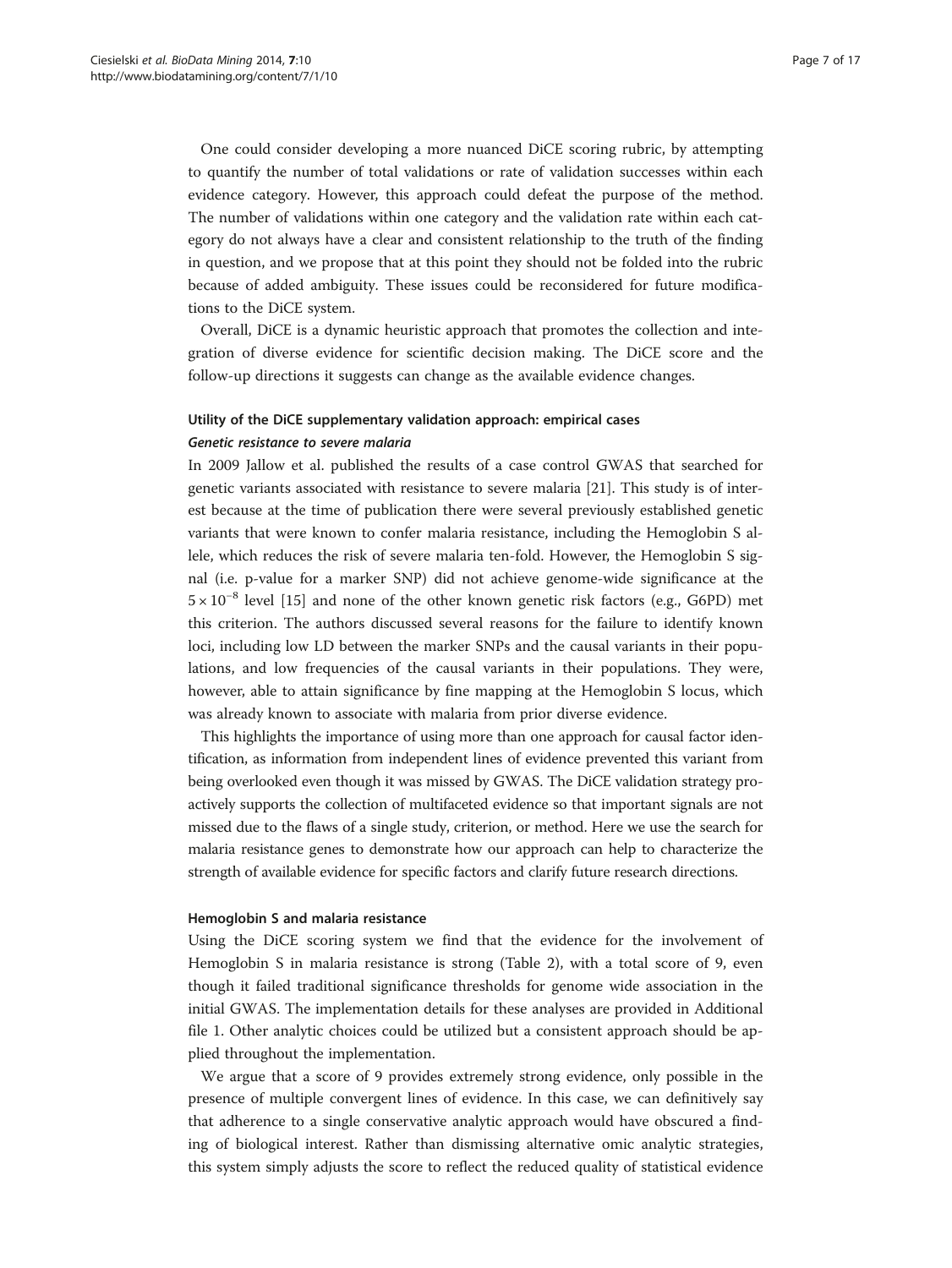One could consider developing a more nuanced DiCE scoring rubric, by attempting to quantify the number of total validations or rate of validation successes within each evidence category. However, this approach could defeat the purpose of the method. The number of validations within one category and the validation rate within each category do not always have a clear and consistent relationship to the truth of the finding in question, and we propose that at this point they should not be folded into the rubric because of added ambiguity. These issues could be reconsidered for future modifications to the DiCE system.

Overall, DiCE is a dynamic heuristic approach that promotes the collection and integration of diverse evidence for scientific decision making. The DiCE score and the follow-up directions it suggests can change as the available evidence changes.

### Utility of the DiCE supplementary validation approach: empirical cases

#### *Genetic resistance to severe malaria*

In 2009 Jallow et al. published the results of a case control GWAS that searched for genetic variants associated with resistance to severe malaria [21]. This study is of interest because at the time of publication there were several previously established genetic variants that were known to confer malaria resistance, including the Hemoglobin S allele, which reduces the risk of severe malaria ten-fold. However, the Hemoglobin S signal (i.e. p-value for a marker SNP) did not achieve genome-wide significance at the $5 \times 10^{-8}$ level [15] and none of the other known genetic risk factors (e.g., G6PD) met this criterion. The authors discussed several reasons for the failure to identify known loci, including low LD between the marker SNPs and the causal variants in their populations, and low frequencies of the causal variants in their populations. They were, however, able to attain significance by fine mapping at the Hemoglobin S locus, which was already known to associate with malaria from prior diverse evidence.

This highlights the importance of using more than one approach for causal factor identification, as information from independent lines of evidence prevented this variant from being overlooked even though it was missed by GWAS. The DiCE validation strategy proactively supports the collection of multifaceted evidence so that important signals are not missed due to the flaws of a single study, criterion, or method. Here we use the search for malaria resistance genes to demonstrate how our approach can help to characterize the strength of available evidence for specific factors and clarify future research directions.

#### Hemoglobin S and malaria resistance

Using the DiCE scoring system we find that the evidence for the involvement of Hemoglobin S in malaria resistance is strong (Table 2), with a total score of 9, even though it failed traditional significance thresholds for genome wide association in the initial GWAS. The implementation details for these analyses are provided in Additional file 1. Other analytic choices could be utilized but a consistent approach should be applied throughout the implementation.

We argue that a score of 9 provides extremely strong evidence, only possible in the presence of multiple convergent lines of evidence. In this case, we can definitively say that adherence to a single conservative analytic approach would have obscured a finding of biological interest. Rather than dismissing alternative omic analytic strategies, this system simply adjusts the score to reflect the reduced quality of statistical evidence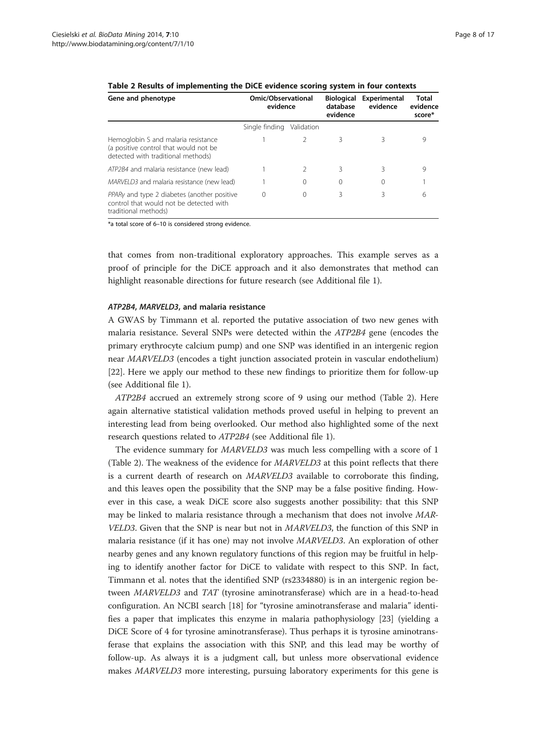**Table 2 Results of implementing the DiCE evidence scoring system in four contexts**

| Gene and phenotype | Omic/Observational evidence | | Biological database evidence | Experimental evidence | Total evidence score* |
|---|---|---|---|---|---|
| | Single finding | Validation | | | |
| Hemoglobin S and malaria resistance (a positive control that would not be detected with traditional methods) | 1 | 2 | 3 | 3 | 9 |
| *ATP2B4* and malaria resistance (new lead) | 1 | 2 | 3 | 3 | 9 |
| *MARVELD3* and malaria resistance (new lead) | 1 | 0 | 0 | 0 | 1 |
| *PPARγ* and type 2 diabetes (another positive control that would not be detected with traditional methods) | 0 | 0 | 3 | 3 | 6 |

*a total score of 6–10 is considered strong evidence.

that comes from non-traditional exploratory approaches. This example serves as a proof of principle for the DiCE approach and it also demonstrates that method can highlight reasonable directions for future research (see Additional file 1).

#### *ATP2B4*, *MARVELD3*, and malaria resistance

A GWAS by Timmann et al. reported the putative association of two new genes with malaria resistance. Several SNPs were detected within the *ATP2B4* gene (encodes the primary erythrocyte calcium pump) and one SNP was identified in an intergenic region near *MARVELD3* (encodes a tight junction associated protein in vascular endothelium) [22]. Here we apply our method to these new findings to prioritize them for follow-up (see Additional file 1).

*ATP2B4* accrued an extremely strong score of 9 using our method (Table 2). Here again alternative statistical validation methods proved useful in helping to prevent an interesting lead from being overlooked. Our method also highlighted some of the next research questions related to *ATP2B4* (see Additional file 1).

The evidence summary for *MARVELD3* was much less compelling with a score of 1 (Table 2). The weakness of the evidence for *MARVELD3* at this point reflects that there is a current dearth of research on *MARVELD3* available to corroborate this finding, and this leaves open the possibility that the SNP may be a false positive finding. However in this case, a weak DiCE score also suggests another possibility: that this SNP may be linked to malaria resistance through a mechanism that does not involve *MARVELD3*. Given that the SNP is near but not in *MARVELD3*, the function of this SNP in malaria resistance (if it has one) may not involve *MARVELD3*. An exploration of other nearby genes and any known regulatory functions of this region may be fruitful in helping to identify another factor for DiCE to validate with respect to this SNP. In fact, Timmann et al. notes that the identified SNP (rs2334880) is in an intergenic region between *MARVELD3* and *TAT* (tyrosine aminotransferase) which are in a head-to-head configuration. An NCBI search [18] for "tyrosine aminotransferase and malaria" identifies a paper that implicates this enzyme in malaria pathophysiology [23] (yielding a DiCE Score of 4 for tyrosine aminotransferase). Thus perhaps it is tyrosine aminotransferase that explains the association with this SNP, and this lead may be worthy of follow-up. As always it is a judgment call, but unless more observational evidence makes *MARVELD3* more interesting, pursuing laboratory experiments for this gene is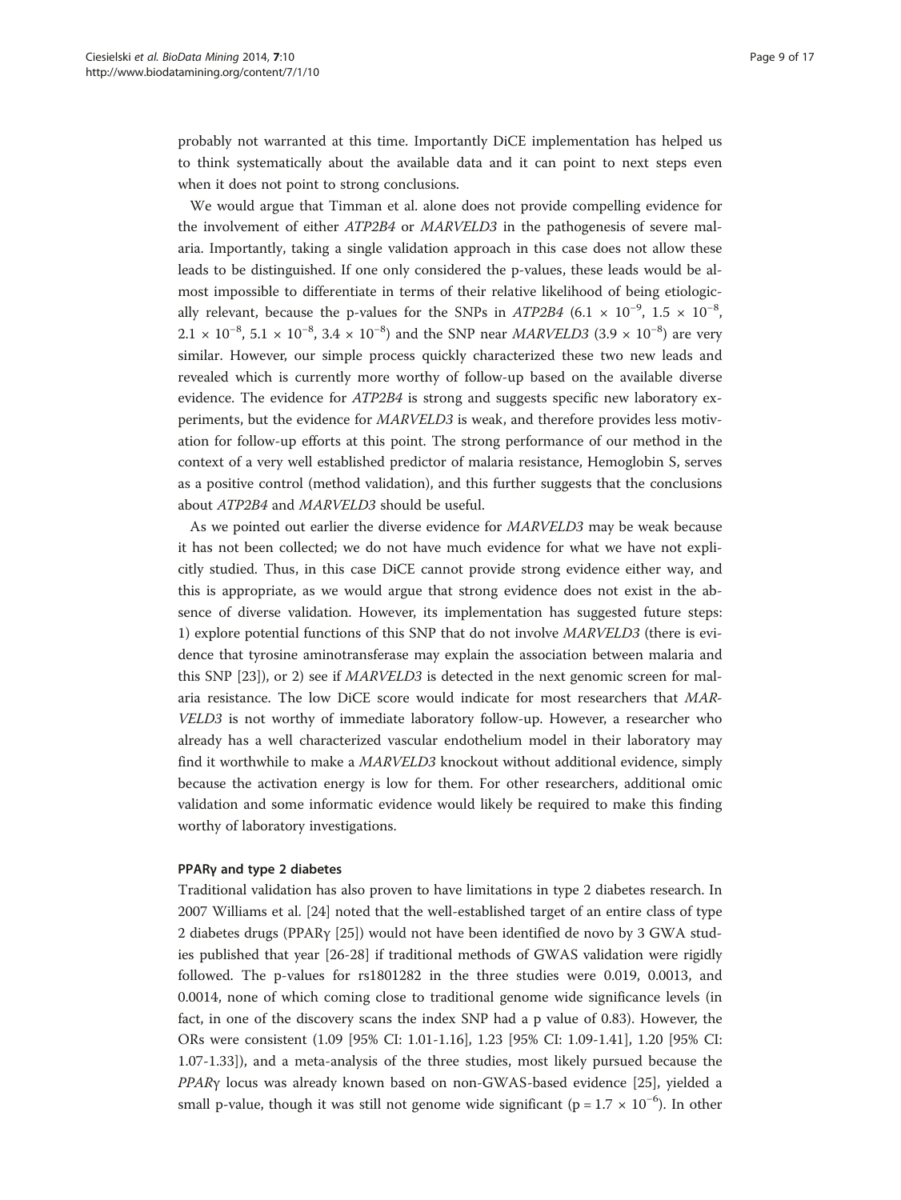probably not warranted at this time. Importantly DiCE implementation has helped us to think systematically about the available data and it can point to next steps even when it does not point to strong conclusions.

We would argue that Timman et al. alone does not provide compelling evidence for the involvement of either *ATP2B4* or *MARVELD3* in the pathogenesis of severe malaria. Importantly, taking a single validation approach in this case does not allow these leads to be distinguished. If one only considered the p-values, these leads would be almost impossible to differentiate in terms of their relative likelihood of being etiologically relevant, because the p-values for the SNPs in *ATP2B4* ($6.1 \times 10^{-9}$, $1.5 \times 10^{-8}$, $2.1 \times 10^{-8}$, $5.1 \times 10^{-8}$, $3.4 \times 10^{-8}$) and the SNP near *MARVELD3* ($3.9 \times 10^{-8}$) are very similar. However, our simple process quickly characterized these two new leads and revealed which is currently more worthy of follow-up based on the available diverse evidence. The evidence for *ATP2B4* is strong and suggests specific new laboratory experiments, but the evidence for *MARVELD3* is weak, and therefore provides less motivation for follow-up efforts at this point. The strong performance of our method in the context of a very well established predictor of malaria resistance, Hemoglobin S, serves as a positive control (method validation), and this further suggests that the conclusions about *ATP2B4* and *MARVELD3* should be useful.

As we pointed out earlier the diverse evidence for *MARVELD3* may be weak because it has not been collected; we do not have much evidence for what we have not explicitly studied. Thus, in this case DiCE cannot provide strong evidence either way, and this is appropriate, as we would argue that strong evidence does not exist in the absence of diverse validation. However, its implementation has suggested future steps: 1) explore potential functions of this SNP that do not involve *MARVELD3* (there is evidence that tyrosine aminotransferase may explain the association between malaria and this SNP [23]), or 2) see if *MARVELD3* is detected in the next genomic screen for malaria resistance. The low DiCE score would indicate for most researchers that *MARVELD3* is not worthy of immediate laboratory follow-up. However, a researcher who already has a well characterized vascular endothelium model in their laboratory may find it worthwhile to make a *MARVELD3* knockout without additional evidence, simply because the activation energy is low for them. For other researchers, additional omic validation and some informatic evidence would likely be required to make this finding worthy of laboratory investigations.

#### PPARγ and type 2 diabetes

Traditional validation has also proven to have limitations in type 2 diabetes research. In 2007 Williams et al. [24] noted that the well-established target of an entire class of type 2 diabetes drugs (PPARγ [25]) would not have been identified de novo by 3 GWA studies published that year [26-28] if traditional methods of GWAS validation were rigidly followed. The p-values for rs1801282 in the three studies were 0.019, 0.0013, and 0.0014, none of which coming close to traditional genome wide significance levels (in fact, in one of the discovery scans the index SNP had a p value of 0.83). However, the ORs were consistent (1.09 [95% CI: 1.01-1.16], 1.23 [95% CI: 1.09-1.41], 1.20 [95% CI: 1.07-1.33]), and a meta-analysis of the three studies, most likely pursued because the *PPARγ* locus was already known based on non-GWAS-based evidence [25], yielded a small p-value, though it was still not genome wide significant ($p = 1.7 \times 10^{-6}$). In other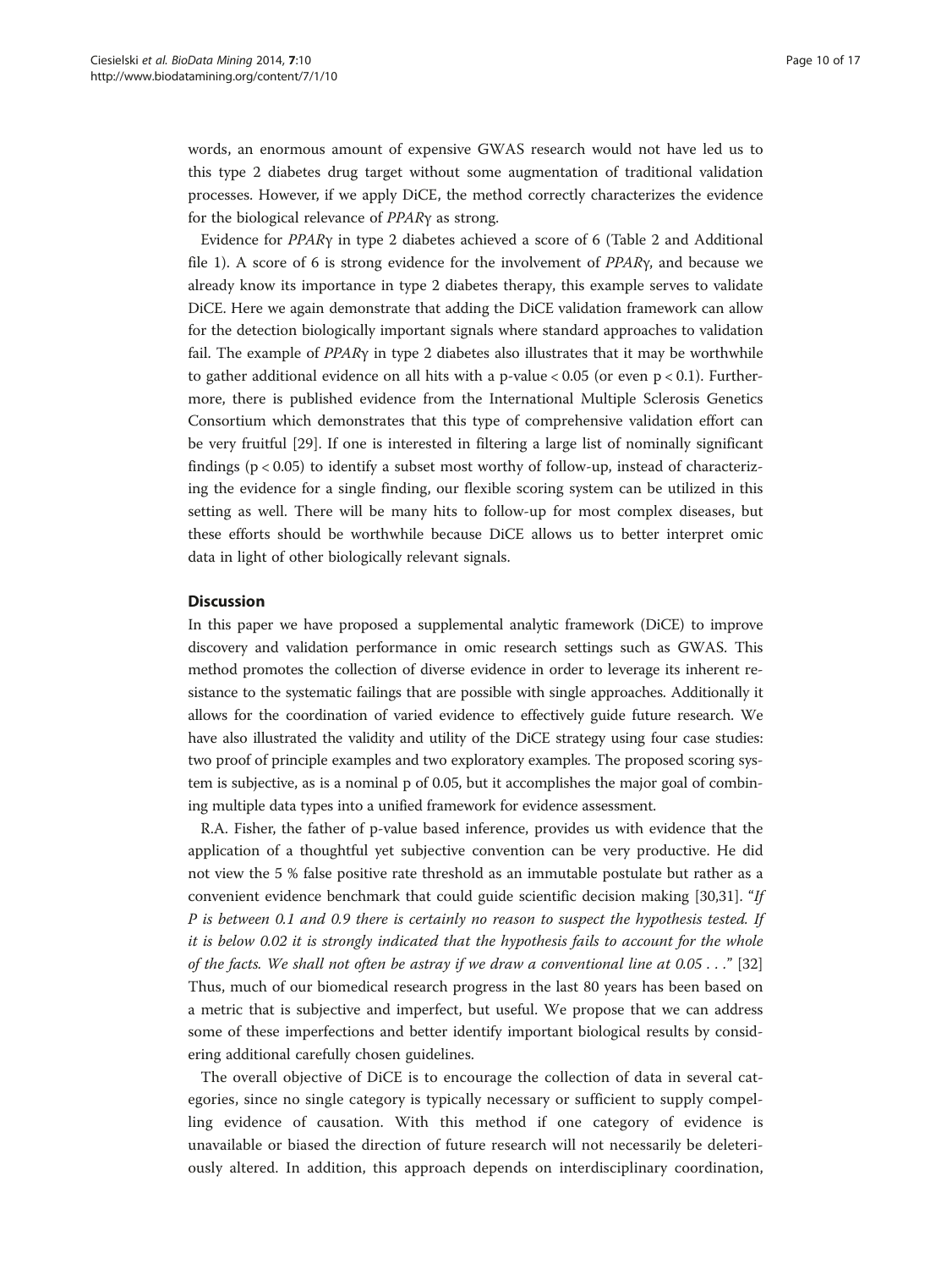words, an enormous amount of expensive GWAS research would not have led us to this type 2 diabetes drug target without some augmentation of traditional validation processes. However, if we apply DiCE, the method correctly characterizes the evidence for the biological relevance of *PPARγ* as strong.

Evidence for *PPARγ* in type 2 diabetes achieved a score of 6 (Table 2 and Additional file 1). A score of 6 is strong evidence for the involvement of *PPARγ*, and because we already know its importance in type 2 diabetes therapy, this example serves to validate DiCE. Here we again demonstrate that adding the DiCE validation framework can allow for the detection biologically important signals where standard approaches to validation fail. The example of *PPARγ* in type 2 diabetes also illustrates that it may be worthwhile to gather additional evidence on all hits with a p-value $< 0.05$ (or even $p < 0.1$). Furthermore, there is published evidence from the International Multiple Sclerosis Genetics Consortium which demonstrates that this type of comprehensive validation effort can be very fruitful [29]. If one is interested in filtering a large list of nominally significant findings ($p < 0.05$) to identify a subset most worthy of follow-up, instead of characterizing the evidence for a single finding, our flexible scoring system can be utilized in this setting as well. There will be many hits to follow-up for most complex diseases, but these efforts should be worthwhile because DiCE allows us to better interpret omic data in light of other biologically relevant signals.

## Discussion

In this paper we have proposed a supplemental analytic framework (DiCE) to improve discovery and validation performance in omic research settings such as GWAS. This method promotes the collection of diverse evidence in order to leverage its inherent resistance to the systematic failings that are possible with single approaches. Additionally it allows for the coordination of varied evidence to effectively guide future research. We have also illustrated the validity and utility of the DiCE strategy using four case studies: two proof of principle examples and two exploratory examples. The proposed scoring system is subjective, as is a nominal p of 0.05, but it accomplishes the major goal of combining multiple data types into a unified framework for evidence assessment.

R.A. Fisher, the father of p-value based inference, provides us with evidence that the application of a thoughtful yet subjective convention can be very productive. He did not view the 5 % false positive rate threshold as an immutable postulate but rather as a convenient evidence benchmark that could guide scientific decision making [30,31]. "*If P is between 0.1 and 0.9 there is certainly no reason to suspect the hypothesis tested. If it is below 0.02 it is strongly indicated that the hypothesis fails to account for the whole of the facts. We shall not often be astray if we draw a conventional line at 0.05 . . .*" [32] Thus, much of our biomedical research progress in the last 80 years has been based on a metric that is subjective and imperfect, but useful. We propose that we can address some of these imperfections and better identify important biological results by considering additional carefully chosen guidelines.

The overall objective of DiCE is to encourage the collection of data in several categories, since no single category is typically necessary or sufficient to supply compelling evidence of causation. With this method if one category of evidence is unavailable or biased the direction of future research will not necessarily be deleteriously altered. In addition, this approach depends on interdisciplinary coordination,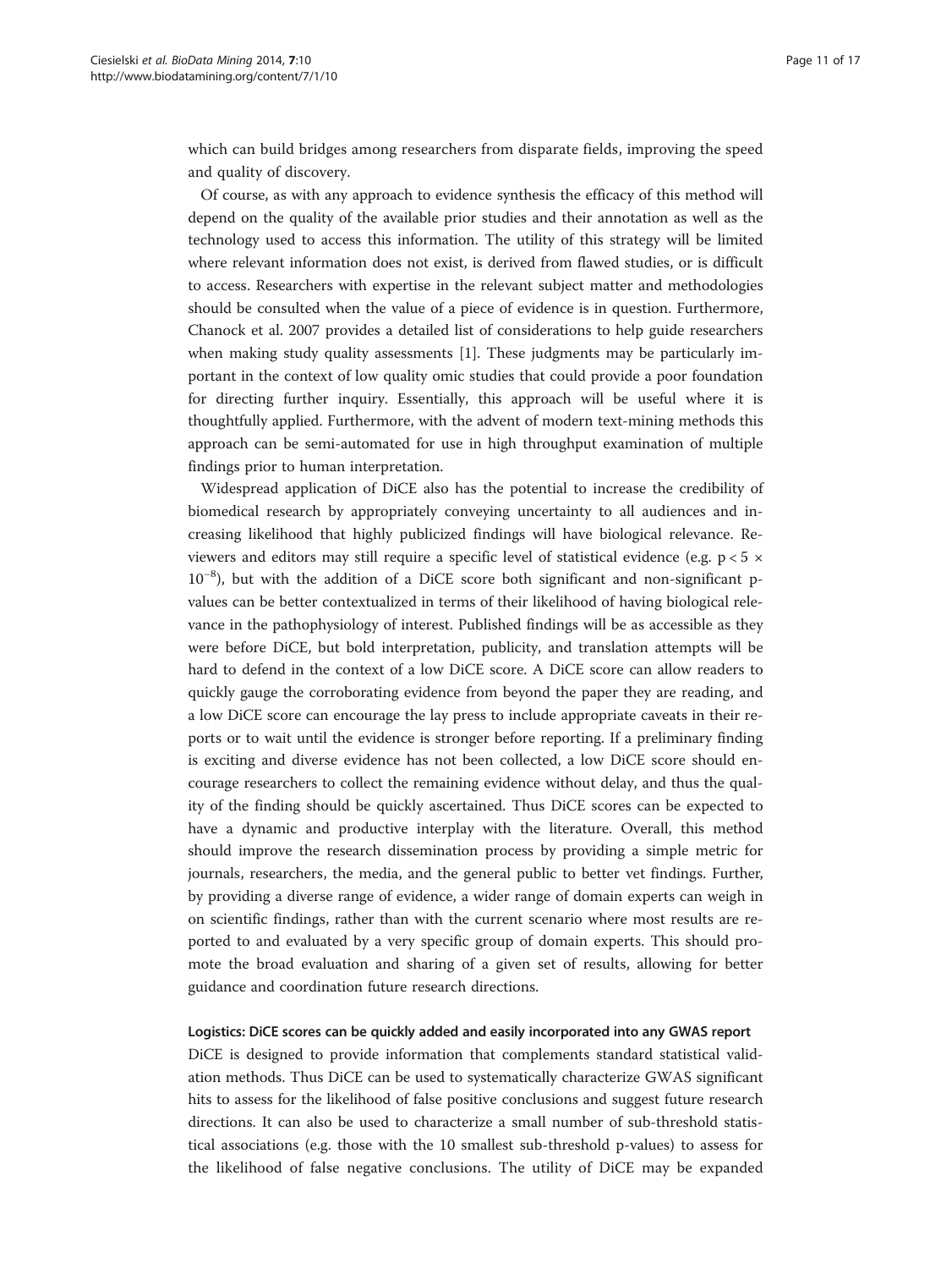which can build bridges among researchers from disparate fields, improving the speed and quality of discovery.

Of course, as with any approach to evidence synthesis the efficacy of this method will depend on the quality of the available prior studies and their annotation as well as the technology used to access this information. The utility of this strategy will be limited where relevant information does not exist, is derived from flawed studies, or is difficult to access. Researchers with expertise in the relevant subject matter and methodologies should be consulted when the value of a piece of evidence is in question. Furthermore, Chanock et al. 2007 provides a detailed list of considerations to help guide researchers when making study quality assessments [1]. These judgments may be particularly important in the context of low quality omic studies that could provide a poor foundation for directing further inquiry. Essentially, this approach will be useful where it is thoughtfully applied. Furthermore, with the advent of modern text-mining methods this approach can be semi-automated for use in high throughput examination of multiple findings prior to human interpretation.

Widespread application of DiCE also has the potential to increase the credibility of biomedical research by appropriately conveying uncertainty to all audiences and increasing likelihood that highly publicized findings will have biological relevance. Reviewers and editors may still require a specific level of statistical evidence (e.g. $p < 5 \times 10^{-8}$), but with the addition of a DiCE score both significant and non-significant p-values can be better contextualized in terms of their likelihood of having biological relevance in the pathophysiology of interest. Published findings will be as accessible as they were before DiCE, but bold interpretation, publicity, and translation attempts will be hard to defend in the context of a low DiCE score. A DiCE score can allow readers to quickly gauge the corroborating evidence from beyond the paper they are reading, and a low DiCE score can encourage the lay press to include appropriate caveats in their reports or to wait until the evidence is stronger before reporting. If a preliminary finding is exciting and diverse evidence has not been collected, a low DiCE score should encourage researchers to collect the remaining evidence without delay, and thus the quality of the finding should be quickly ascertained. Thus DiCE scores can be expected to have a dynamic and productive interplay with the literature. Overall, this method should improve the research dissemination process by providing a simple metric for journals, researchers, the media, and the general public to better vet findings. Further, by providing a diverse range of evidence, a wider range of domain experts can weigh in on scientific findings, rather than with the current scenario where most results are reported to and evaluated by a very specific group of domain experts. This should promote the broad evaluation and sharing of a given set of results, allowing for better guidance and coordination future research directions.

#### Logistics: DiCE scores can be quickly added and easily incorporated into any GWAS report

DiCE is designed to provide information that complements standard statistical validation methods. Thus DiCE can be used to systematically characterize GWAS significant hits to assess for the likelihood of false positive conclusions and suggest future research directions. It can also be used to characterize a small number of sub-threshold statistical associations (e.g. those with the 10 smallest sub-threshold p-values) to assess for the likelihood of false negative conclusions. The utility of DiCE may be expanded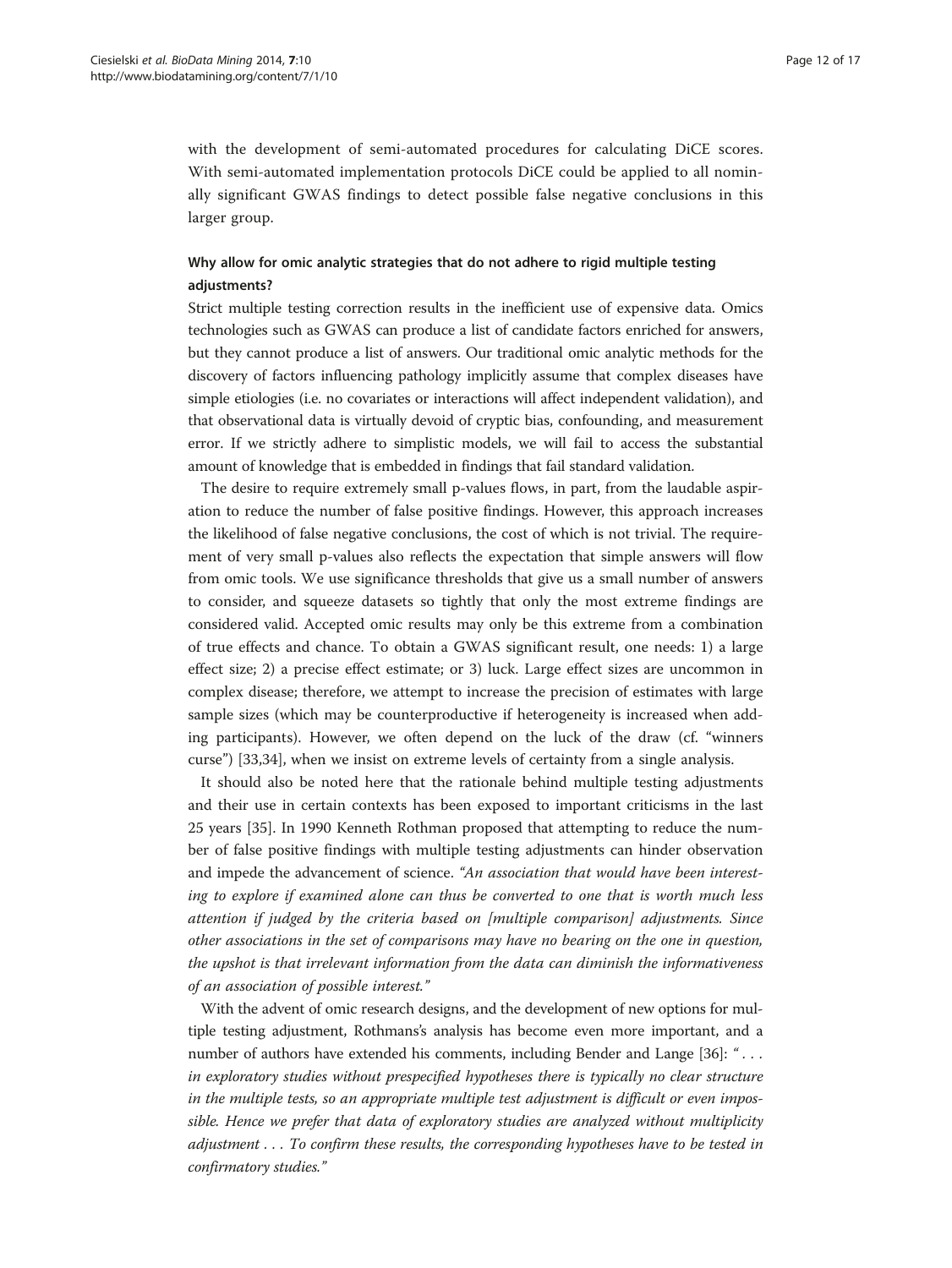with the development of semi-automated procedures for calculating DiCE scores. With semi-automated implementation protocols DiCE could be applied to all nominally significant GWAS findings to detect possible false negative conclusions in this larger group.

### Why allow for omic analytic strategies that do not adhere to rigid multiple testing adjustments?

Strict multiple testing correction results in the inefficient use of expensive data. Omics technologies such as GWAS can produce a list of candidate factors enriched for answers, but they cannot produce a list of answers. Our traditional omic analytic methods for the discovery of factors influencing pathology implicitly assume that complex diseases have simple etiologies (i.e. no covariates or interactions will affect independent validation), and that observational data is virtually devoid of cryptic bias, confounding, and measurement error. If we strictly adhere to simplistic models, we will fail to access the substantial amount of knowledge that is embedded in findings that fail standard validation.

The desire to require extremely small p-values flows, in part, from the laudable aspiration to reduce the number of false positive findings. However, this approach increases the likelihood of false negative conclusions, the cost of which is not trivial. The requirement of very small p-values also reflects the expectation that simple answers will flow from omic tools. We use significance thresholds that give us a small number of answers to consider, and squeeze datasets so tightly that only the most extreme findings are considered valid. Accepted omic results may only be this extreme from a combination of true effects and chance. To obtain a GWAS significant result, one needs: 1) a large effect size; 2) a precise effect estimate; or 3) luck. Large effect sizes are uncommon in complex disease; therefore, we attempt to increase the precision of estimates with large sample sizes (which may be counterproductive if heterogeneity is increased when adding participants). However, we often depend on the luck of the draw (cf. "winners curse") [33,34], when we insist on extreme levels of certainty from a single analysis.

It should also be noted here that the rationale behind multiple testing adjustments and their use in certain contexts has been exposed to important criticisms in the last 25 years [35]. In 1990 Kenneth Rothman proposed that attempting to reduce the number of false positive findings with multiple testing adjustments can hinder observation and impede the advancement of science. *"An association that would have been interesting to explore if examined alone can thus be converted to one that is worth much less attention if judged by the criteria based on [multiple comparison] adjustments. Since other associations in the set of comparisons may have no bearing on the one in question, the upshot is that irrelevant information from the data can diminish the informativeness of an association of possible interest."*

With the advent of omic research designs, and the development of new options for multiple testing adjustment, Rothmans's analysis has become even more important, and a number of authors have extended his comments, including Bender and Lange [36]: *" . . . in exploratory studies without prespecified hypotheses there is typically no clear structure in the multiple tests, so an appropriate multiple test adjustment is difficult or even impossible. Hence we prefer that data of exploratory studies are analyzed without multiplicity adjustment . . . To confirm these results, the corresponding hypotheses have to be tested in confirmatory studies."*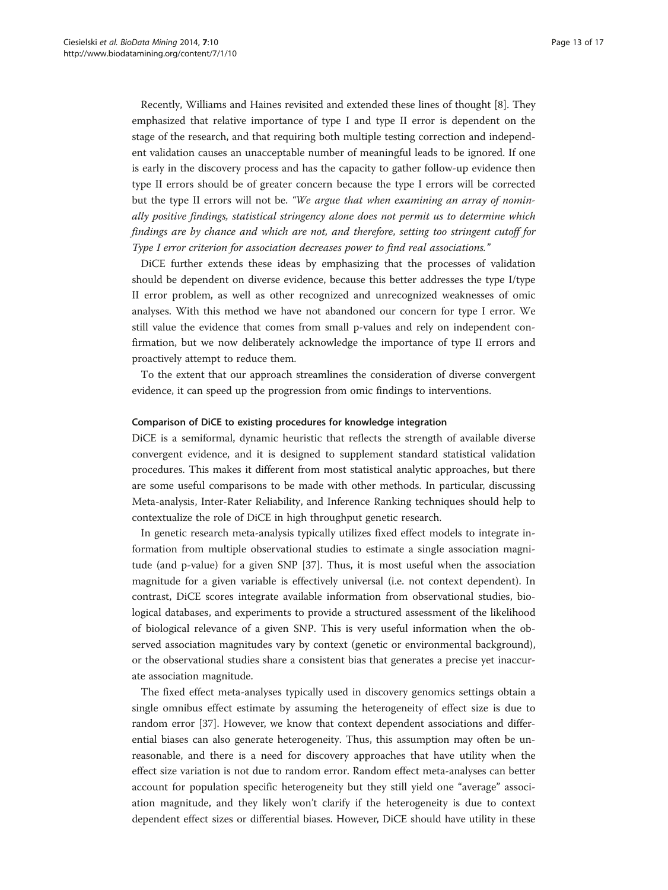Recently, Williams and Haines revisited and extended these lines of thought [8]. They emphasized that relative importance of type I and type II error is dependent on the stage of the research, and that requiring both multiple testing correction and independent validation causes an unacceptable number of meaningful leads to be ignored. If one is early in the discovery process and has the capacity to gather follow-up evidence then type II errors should be of greater concern because the type I errors will be corrected but the type II errors will not be. *"We argue that when examining an array of nominally positive findings, statistical stringency alone does not permit us to determine which findings are by chance and which are not, and therefore, setting too stringent cutoff for Type I error criterion for association decreases power to find real associations."*

DiCE further extends these ideas by emphasizing that the processes of validation should be dependent on diverse evidence, because this better addresses the type I/type II error problem, as well as other recognized and unrecognized weaknesses of omic analyses. With this method we have not abandoned our concern for type I error. We still value the evidence that comes from small p-values and rely on independent confirmation, but we now deliberately acknowledge the importance of type II errors and proactively attempt to reduce them.

To the extent that our approach streamlines the consideration of diverse convergent evidence, it can speed up the progression from omic findings to interventions.

### Comparison of DiCE to existing procedures for knowledge integration

DiCE is a semiformal, dynamic heuristic that reflects the strength of available diverse convergent evidence, and it is designed to supplement standard statistical validation procedures. This makes it different from most statistical analytic approaches, but there are some useful comparisons to be made with other methods. In particular, discussing Meta-analysis, Inter-Rater Reliability, and Inference Ranking techniques should help to contextualize the role of DiCE in high throughput genetic research.

In genetic research meta-analysis typically utilizes fixed effect models to integrate information from multiple observational studies to estimate a single association magnitude (and p-value) for a given SNP [37]. Thus, it is most useful when the association magnitude for a given variable is effectively universal (i.e. not context dependent). In contrast, DiCE scores integrate available information from observational studies, biological databases, and experiments to provide a structured assessment of the likelihood of biological relevance of a given SNP. This is very useful information when the observed association magnitudes vary by context (genetic or environmental background), or the observational studies share a consistent bias that generates a precise yet inaccurate association magnitude.

The fixed effect meta-analyses typically used in discovery genomics settings obtain a single omnibus effect estimate by assuming the heterogeneity of effect size is due to random error [37]. However, we know that context dependent associations and differential biases can also generate heterogeneity. Thus, this assumption may often be unreasonable, and there is a need for discovery approaches that have utility when the effect size variation is not due to random error. Random effect meta-analyses can better account for population specific heterogeneity but they still yield one "average" association magnitude, and they likely won't clarify if the heterogeneity is due to context dependent effect sizes or differential biases. However, DiCE should have utility in these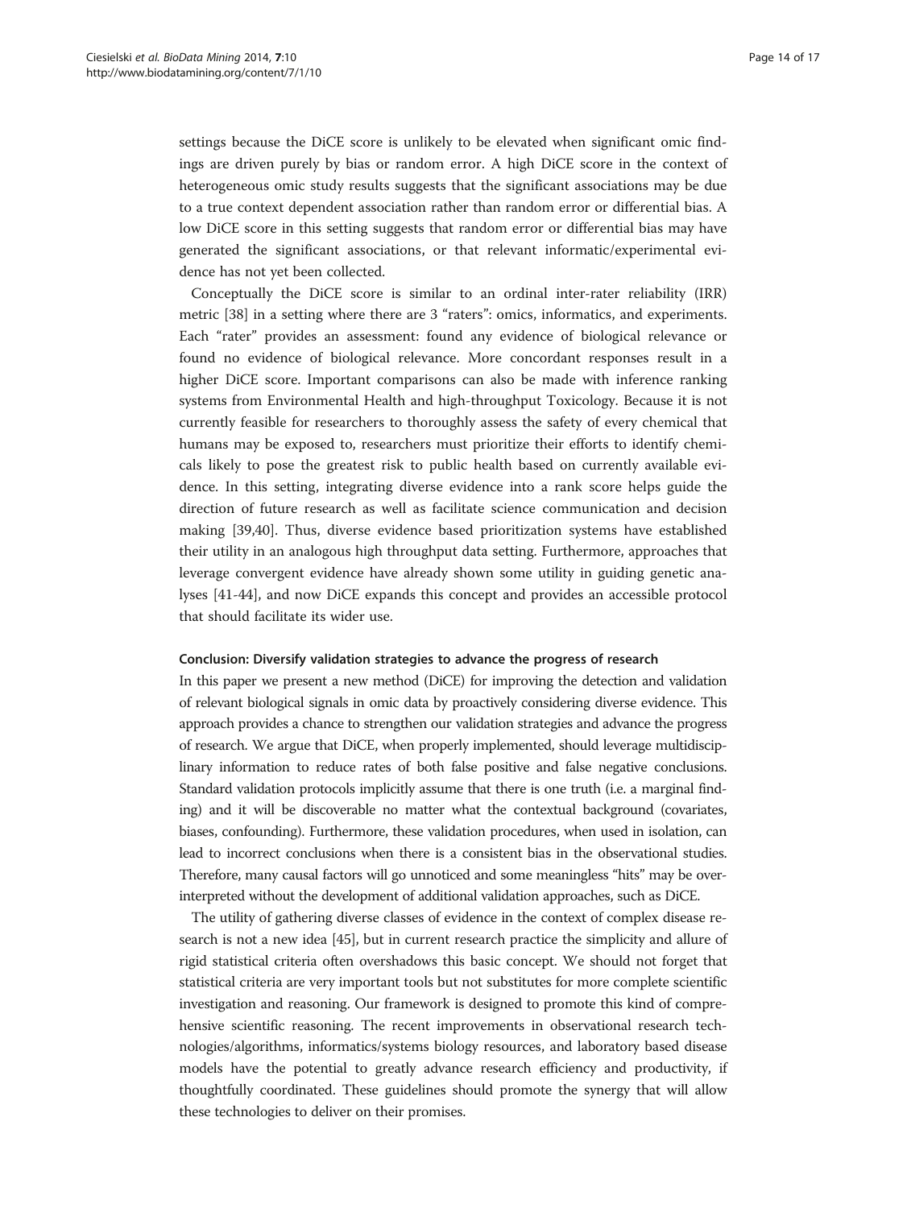settings because the DiCE score is unlikely to be elevated when significant omic findings are driven purely by bias or random error. A high DiCE score in the context of heterogeneous omic study results suggests that the significant associations may be due to a true context dependent association rather than random error or differential bias. A low DiCE score in this setting suggests that random error or differential bias may have generated the significant associations, or that relevant informatic/experimental evidence has not yet been collected.

Conceptually the DiCE score is similar to an ordinal inter-rater reliability (IRR) metric [38] in a setting where there are 3 "raters": omics, informatics, and experiments. Each "rater" provides an assessment: found any evidence of biological relevance or found no evidence of biological relevance. More concordant responses result in a higher DiCE score. Important comparisons can also be made with inference ranking systems from Environmental Health and high-throughput Toxicology. Because it is not currently feasible for researchers to thoroughly assess the safety of every chemical that humans may be exposed to, researchers must prioritize their efforts to identify chemicals likely to pose the greatest risk to public health based on currently available evidence. In this setting, integrating diverse evidence into a rank score helps guide the direction of future research as well as facilitate science communication and decision making [39,40]. Thus, diverse evidence based prioritization systems have established their utility in an analogous high throughput data setting. Furthermore, approaches that leverage convergent evidence have already shown some utility in guiding genetic analyses [41-44], and now DiCE expands this concept and provides an accessible protocol that should facilitate its wider use.

#### Conclusion: Diversify validation strategies to advance the progress of research

In this paper we present a new method (DiCE) for improving the detection and validation of relevant biological signals in omic data by proactively considering diverse evidence. This approach provides a chance to strengthen our validation strategies and advance the progress of research. We argue that DiCE, when properly implemented, should leverage multidisciplinary information to reduce rates of both false positive and false negative conclusions. Standard validation protocols implicitly assume that there is one truth (i.e. a marginal finding) and it will be discoverable no matter what the contextual background (covariates, biases, confounding). Furthermore, these validation procedures, when used in isolation, can lead to incorrect conclusions when there is a consistent bias in the observational studies. Therefore, many causal factors will go unnoticed and some meaningless "hits" may be over-interpreted without the development of additional validation approaches, such as DiCE.

The utility of gathering diverse classes of evidence in the context of complex disease research is not a new idea [45], but in current research practice the simplicity and allure of rigid statistical criteria often overshadows this basic concept. We should not forget that statistical criteria are very important tools but not substitutes for more complete scientific investigation and reasoning. Our framework is designed to promote this kind of comprehensive scientific reasoning. The recent improvements in observational research technologies/algorithms, informatics/systems biology resources, and laboratory based disease models have the potential to greatly advance research efficiency and productivity, if thoughtfully coordinated. These guidelines should promote the synergy that will allow these technologies to deliver on their promises.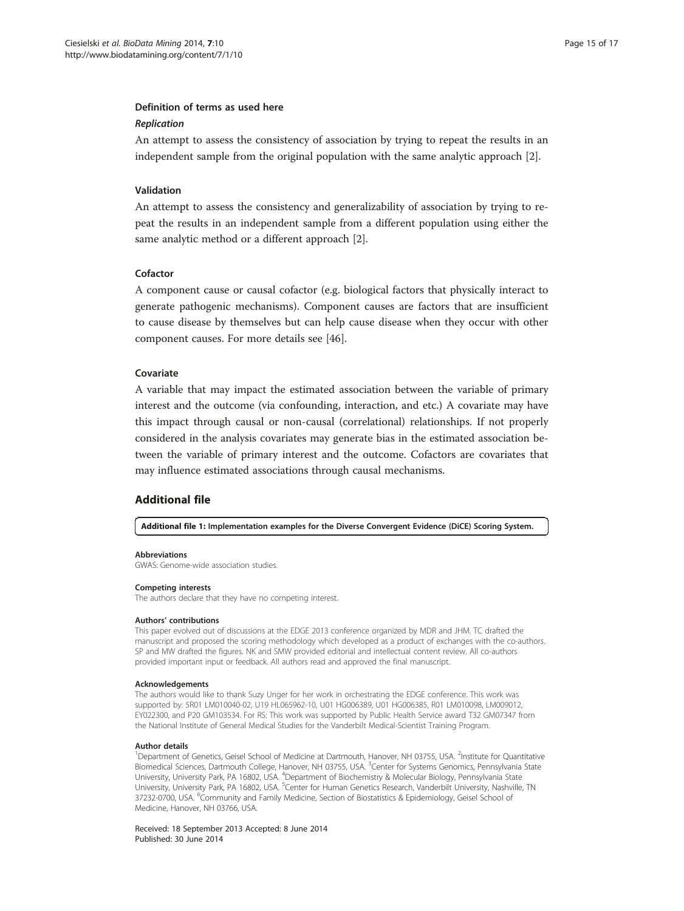### Definition of terms as used here

#### *Replication*

An attempt to assess the consistency of association by trying to repeat the results in an independent sample from the original population with the same analytic approach [2].

#### Validation

An attempt to assess the consistency and generalizability of association by trying to repeat the results in an independent sample from a different population using either the same analytic method or a different approach [2].

#### Cofactor

A component cause or causal cofactor (e.g. biological factors that physically interact to generate pathogenic mechanisms). Component causes are factors that are insufficient to cause disease by themselves but can help cause disease when they occur with other component causes. For more details see [46].

#### Covariate

A variable that may impact the estimated association between the variable of primary interest and the outcome (via confounding, interaction, and etc.) A covariate may have this impact through causal or non-causal (correlational) relationships. If not properly considered in the analysis covariates may generate bias in the estimated association between the variable of primary interest and the outcome. Cofactors are covariates that may influence estimated associations through causal mechanisms.

## Additional file

**Additional file 1:** Implementation examples for the Diverse Convergent Evidence (DiCE) Scoring System.

#### Abbreviations

GWAS: Genome-wide association studies.

#### Competing interests

The authors declare that they have no competing interest.

#### Authors' contributions

This paper evolved out of discussions at the EDGE 2013 conference organized by MDR and JHM. TC drafted the manuscript and proposed the scoring methodology which developed as a product of exchanges with the co-authors. SP and MW drafted the figures. NK and SMW provided editorial and intellectual content review. All co-authors provided important input or feedback. All authors read and approved the final manuscript.

#### Acknowledgements

The authors would like to thank Suzy Unger for her work in orchestrating the EDGE conference. This work was supported by: 5R01 LM010040-02, U19 HL065962-10, U01 HG006389, U01 HG006385, R01 LM010098, LM009012, EY022300, and P20 GM103534. For RS: This work was supported by Public Health Service award T32 GM07347 from the National Institute of General Medical Studies for the Vanderbilt Medical-Scientist Training Program.

#### Author details

[1]Department of Genetics, Geisel School of Medicine at Dartmouth, Hanover, NH 03755, USA. [2]Institute for Quantitative Biomedical Sciences, Dartmouth College, Hanover, NH 03755, USA. [3]Center for Systems Genomics, Pennsylvania State University, University Park, PA 16802, USA. [4]Department of Biochemistry & Molecular Biology, Pennsylvania State University, University Park, PA 16802, USA. [5]Center for Human Genetics Research, Vanderbilt University, Nashville, TN 37232-0700, USA. [6]Community and Family Medicine, Section of Biostatistics & Epidemiology, Geisel School of Medicine, Hanover, NH 03766, USA.

Received: 18 September 2013 Accepted: 8 June 2014
Published: 30 June 2014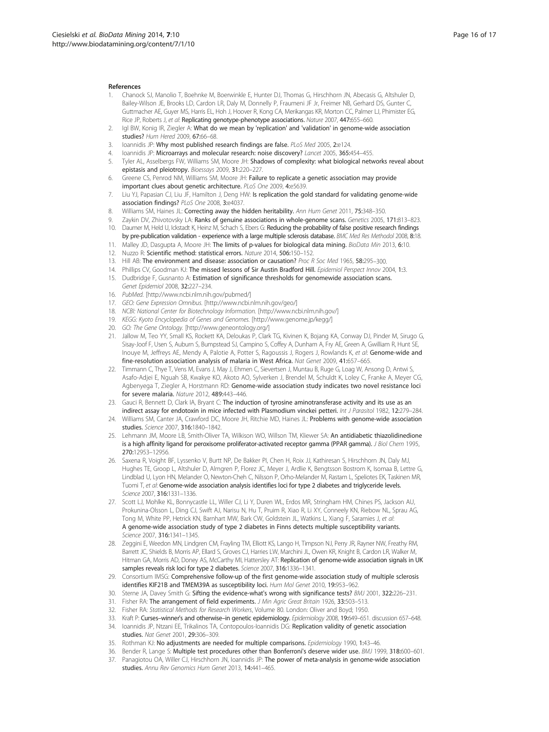## References

1. Chanock SJ, Manolio T, Boehnke M, Boerwinkle E, Hunter DJ, Thomas G, Hirschhorn JN, Abecasis G, Altshuler D, Bailey-Wilson JE, Brooks LD, Cardon LR, Daly M, Donnelly P, Fraumeni JF Jr, Freimer NB, Gerhard DS, Gunter C, Guttmacher AE, Guyer MS, Harris EL, Hoh J, Hoover R, Kong CA, Merikangas KR, Morton CC, Palmer LJ, Phimister EG, Rice JP, Roberts J, *et al*: **Replicating genotype-phenotype associations.** *Nature* 2007, **447:**655–660.
2. Igl BW, Konig IR, Ziegler A: **What do we mean by 'replication' and 'validation' in genome-wide association studies?** *Hum Hered* 2009, **67:**66–68.
3. Ioannidis JP: **Why most published research findings are false.** *PLoS Med* 2005, **2:**e124.
4. Ioannidis JP: **Microarrays and molecular research: noise discovery?** *Lancet* 2005, **365:**454–455.
5. Tyler AL, Asselbergs FW, Williams SM, Moore JH: **Shadows of complexity: what biological networks reveal about epistasis and pleiotropy.** *Bioessays* 2009, **31:**220–227.
6. Greene CS, Penrod NM, Williams SM, Moore JH: **Failure to replicate a genetic association may provide important clues about genetic architecture.** *PLoS One* 2009, **4:**e5639.
7. Liu YJ, Papasian CJ, Liu JF, Hamilton J, Deng HW: **Is replication the gold standard for validating genome-wide association findings?** *PLoS One* 2008, **3:**e4037.
8. Williams SM, Haines JL: **Correcting away the hidden heritability.** *Ann Hum Genet* 2011, **75:**348–350.
9. Zaykin DV, Zhivotovsky LA: **Ranks of genuine associations in whole-genome scans.** *Genetics* 2005, **171:**813–823.
10. Daumer M, Held U, Ickstadt K, Heinz M, Schach S, Ebers G: **Reducing the probability of false positive research findings by pre-publication validation - experience with a large multiple sclerosis database.** *BMC Med Res Methodol* 2008, **8:**18.
11. Malley JD, Dasgupta A, Moore JH: **The limits of p-values for biological data mining.** *BioData Min* 2013, **6:**10.
12. Nuzzo R: **Scientific method: statistical errors.** *Nature* 2014, **506:**150–152.
13. Hill AB: **The environment and disease: association or causation?** *Proc R Soc Med* 1965, **58:**295–300.
14. Phillips CV, Goodman KJ: **The missed lessons of Sir Austin Bradford Hill.** *Epidemiol Perspect Innov* 2004, **1:**3.
15. Dudbridge F, Gusnanto A: **Estimation of significance thresholds for genomewide association scans.** *Genet Epidemiol* 2008, **32:**227–234.
16. *PubMed.* [http://www.ncbi.nlm.nih.gov/pubmed/]
17. *GEO: Gene Expression Omnibus.* [http://www.ncbi.nlm.nih.gov/geo/]
18. *NCBI: National Center for Biotechnology Information.* [http://www.ncbi.nlm.nih.gov/]
19. *KEGG: Kyoto Encyclopedia of Genes and Genomes.* [http://www.genome.jp/kegg/]
20. *GO: The Gene Ontology.* [http://www.geneontology.org/]
21. Jallow M, Teo YY, Small KS, Rockett KA, Deloukas P, Clark TG, Kivinen K, Bojang KA, Conway DJ, Pinder M, Sirugo G, Sisay-Joof F, Usen S, Auburn S, Bumpstead SJ, Campino S, Coffey A, Dunham A, Fry AE, Green A, Gwilliam R, Hunt SE, Inouye M, Jeffreys AE, Mendy A, Palotie A, Potter S, Ragoussis J, Rogers J, Rowlands K, *et al*: **Genome-wide and fine-resolution association analysis of malaria in West Africa.** *Nat Genet* 2009, **41:**657–665.
22. Timmann C, Thye T, Vens M, Evans J, May J, Ehmen C, Sievertsen J, Muntau B, Ruge G, Loag W, Ansong D, Antwi S, Asafo-Adjei E, Nguah SB, Kwakye KO, Akoto AO, Sylverken J, Brendel M, Schuldt K, Loley C, Franke A, Meyer CG, Agbenyega T, Ziegler A, Horstmann RD: **Genome-wide association study indicates two novel resistance loci for severe malaria.** *Nature* 2012, **489:**443–446.
23. Gauci R, Bennett D, Clark IA, Bryant C: **The induction of tyrosine aminotransferase activity and its use as an indirect assay for endotoxin in mice infected with Plasmodium vinckei petteri.** *Int J Parasitol* 1982, **12:**279–284.
24. Williams SM, Canter JA, Crawford DC, Moore JH, Ritchie MD, Haines JL: **Problems with genome-wide association studies.** *Science* 2007, **316:**1840–1842.
25. Lehmann JM, Moore LB, Smith-Oliver TA, Wilkison WO, Willson TM, Kliewer SA: **An antidiabetic thiazolidinedione is a high affinity ligand for peroxisome proliferator-activated receptor gamma (PPAR gamma).** *J Biol Chem* 1995, **270:**12953–12956.
26. Saxena R, Voight BF, Lyssenko V, Burtt NP, De Bakker PI, Chen H, Roix JJ, Kathiresan S, Hirschhorn JN, Daly MJ, Hughes TE, Groop L, Altshuler D, Almgren P, Florez JC, Meyer J, Ardlie K, Bengtsson Bostrom K, Isomaa B, Lettre G, Lindblad U, Lyon HN, Melander O, Newton-Cheh C, Nilsson P, Orho-Melander M, Rastam L, Speliotes EK, Taskinen MR, Tuomi T, *et al*: **Genome-wide association analysis identifies loci for type 2 diabetes and triglyceride levels.** *Science* 2007, **316:**1331–1336.
27. Scott LJ, Mohlke KL, Bonnycastle LL, Willer CJ, Li Y, Duren WL, Erdos MR, Stringham HM, Chines PS, Jackson AU, Prokunina-Olsson L, Ding CJ, Swift AJ, Narisu N, Hu T, Pruim R, Xiao R, Li XY, Conneely KN, Riebow NL, Sprau AG, Tong M, White PP, Hetrick KN, Barnhart MW, Bark CW, Goldstein JL, Watkins L, Xiang F, Saramies J, *et al*: **A genome-wide association study of type 2 diabetes in Finns detects multiple susceptibility variants.** *Science* 2007, **316:**1341–1345.
28. Zeggini E, Weedon MN, Lindgren CM, Frayling TM, Elliott KS, Lango H, Timpson NJ, Perry JR, Rayner NW, Freathy RM, Barrett JC, Shields B, Morris AP, Ellard S, Groves CJ, Harries LW, Marchini JL, Owen KR, Knight B, Cardon LR, Walker M, Hitman GA, Morris AD, Doney AS, McCarthy MI, Hattersley AT: **Replication of genome-wide association signals in UK samples reveals risk loci for type 2 diabetes.** *Science* 2007, **316:**1336–1341.
29. Consortium IMSG: **Comprehensive follow-up of the first genome-wide association study of multiple sclerosis identifies KIF21B and TMEM39A as susceptibility loci.** *Hum Mol Genet* 2010, **19:**953–962.
30. Sterne JA, Davey Smith G: **Sifting the evidence-what's wrong with significance tests?** *BMJ* 2001, **322:**226–231.
31. Fisher RA: **The arrangement of field experiments.** *J Min Agric Great Britain* 1926, **33:**503–513.
32. Fisher RA: *Statistical Methods for Research Workers*, Volume 80. London: Oliver and Boyd; 1950.
33. Kraft P: **Curses–winner's and otherwise–in genetic epidemiology.** *Epidemiology* 2008, **19:**649–651. discussion 657–648.
34. Ioannidis JP, Ntzani EE, Trikalinos TA, Contopoulos-Ioannidis DG: **Replication validity of genetic association studies.** *Nat Genet* 2001, **29:**306–309.
35. Rothman KJ: **No adjustments are needed for multiple comparisons.** *Epidemiology* 1990, **1:**43–46.
36. Bender R, Lange S: **Multiple test procedures other than Bonferroni's deserve wider use.** *BMJ* 1999, **318:**600–601.
37. Panagiotou OA, Willer CJ, Hirschhorn JN, Ioannidis JP: **The power of meta-analysis in genome-wide association studies.** *Annu Rev Genomics Hum Genet* 2013, **14:**441–465.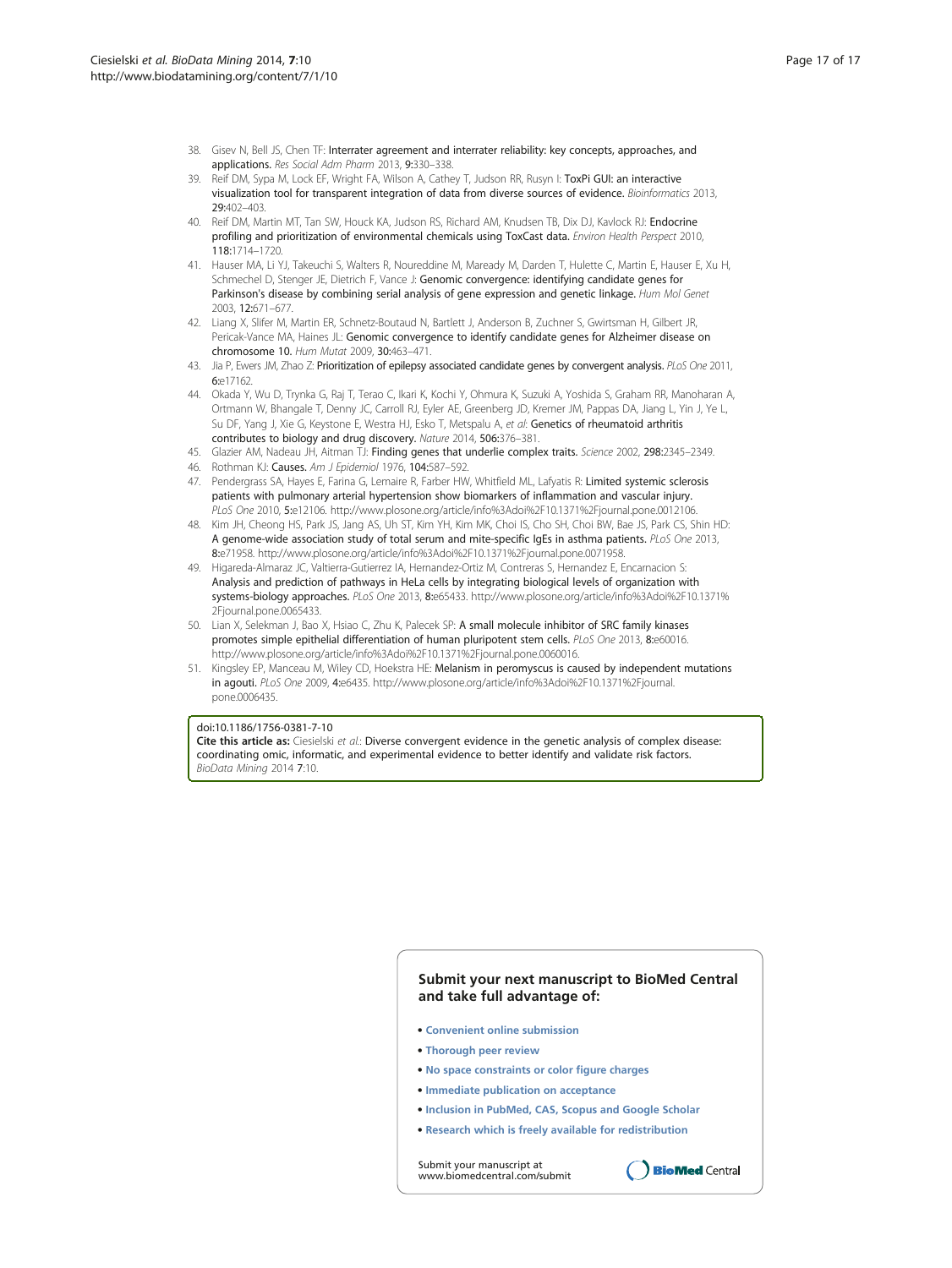38. Gisev N, Bell JS, Chen TF: Interrater agreement and interrater reliability: key concepts, approaches, and applications. *Res Social Adm Pharm* 2013, **9**:330–338.
39. Reif DM, Sypa M, Lock EF, Wright FA, Wilson A, Cathey T, Judson RR, Rusyn I: ToxPi GUI: an interactive visualization tool for transparent integration of data from diverse sources of evidence. *Bioinformatics* 2013, **29**:402–403.
40. Reif DM, Martin MT, Tan SW, Houck KA, Judson RS, Richard AM, Knudsen TB, Dix DJ, Kavlock RJ: Endocrine profiling and prioritization of environmental chemicals using ToxCast data. *Environ Health Perspect* 2010, **118**:1714–1720.
41. Hauser MA, Li YJ, Takeuchi S, Walters R, Noureddine M, Maready M, Darden T, Hulette C, Martin E, Hauser E, Xu H, Schmechel D, Stenger JE, Dietrich F, Vance J: Genomic convergence: identifying candidate genes for Parkinson's disease by combining serial analysis of gene expression and genetic linkage. *Hum Mol Genet* 2003, **12**:671–677.
42. Liang X, Slifer M, Martin ER, Schnetz-Boutaud N, Bartlett J, Anderson B, Zuchner S, Gwirtsman H, Gilbert JR, Pericak-Vance MA, Haines JL: Genomic convergence to identify candidate genes for Alzheimer disease on chromosome 10. *Hum Mutat* 2009, **30**:463–471.
43. Jia P, Ewers JM, Zhao Z: Prioritization of epilepsy associated candidate genes by convergent analysis. *PLoS One* 2011, **6**:e17162.
44. Okada Y, Wu D, Trynka G, Raj T, Terao C, Ikari K, Kochi Y, Ohmura K, Suzuki A, Yoshida S, Graham RR, Manoharan A, Ortmann W, Bhangale T, Denny JC, Carroll RJ, Eyler AE, Greenberg JD, Kremer JM, Pappas DA, Jiang L, Yin J, Ye L, Su DF, Yang J, Xie G, Keystone E, Westra HJ, Esko T, Metspalu A, *et al*: Genetics of rheumatoid arthritis contributes to biology and drug discovery. *Nature* 2014, **506**:376–381.
45. Glazier AM, Nadeau JH, Aitman TJ: Finding genes that underlie complex traits. *Science* 2002, **298**:2345–2349.
46. Rothman KJ: Causes. *Am J Epidemiol* 1976, **104**:587–592.
47. Pendergrass SA, Hayes E, Farina G, Lemaire R, Farber HW, Whitfield ML, Lafyatis R: Limited systemic sclerosis patients with pulmonary arterial hypertension show biomarkers of inflammation and vascular injury. *PLoS One* 2010, **5**:e12106. http://www.plosone.org/article/info%3Adoi%2F10.1371%2Fjournal.pone.0012106.
48. Kim JH, Cheong HS, Park JS, Jang AS, Uh ST, Kim YH, Kim MK, Choi IS, Cho SH, Choi BW, Bae JS, Park CS, Shin HD: A genome-wide association study of total serum and mite-specific IgEs in asthma patients. *PLoS One* 2013, **8**:e71958. http://www.plosone.org/article/info%3Adoi%2F10.1371%2Fjournal.pone.0071958.
49. Higareda-Almaraz JC, Valtierra-Gutierrez IA, Hernandez-Ortiz M, Contreras S, Hernandez E, Encarnacion S: Analysis and prediction of pathways in HeLa cells by integrating biological levels of organization with systems-biology approaches. *PLoS One* 2013, **8**:e65433. http://www.plosone.org/article/info%3Adoi%2F10.1371%2Fjournal.pone.0065433.
50. Lian X, Selekman J, Bao X, Hsiao C, Zhu K, Palecek SP: A small molecule inhibitor of SRC family kinases promotes simple epithelial differentiation of human pluripotent stem cells. *PLoS One* 2013, **8**:e60016. http://www.plosone.org/article/info%3Adoi%2F10.1371%2Fjournal.pone.0060016.
51. Kingsley EP, Manceau M, Wiley CD, Hoekstra HE: Melanism in peromyscus is caused by independent mutations in agouti. *PLoS One* 2009, **4**:e6435. http://www.plosone.org/article/info%3Adoi%2F10.1371%2Fjournal.pone.0006435.

doi:10.1186/1756-0381-7-10

**Cite this article as:** Ciesielski *et al.*: Diverse convergent evidence in the genetic analysis of complex disease: coordinating omic, informatic, and experimental evidence to better identify and validate risk factors. *BioData Mining* 2014 **7**:10.

**Submit your next manuscript to BioMed Central and take full advantage of:**

- **Convenient online submission**
- **Thorough peer review**
- **No space constraints or color figure charges**
- **Immediate publication on acceptance**
- **Inclusion in PubMed, CAS, Scopus and Google Scholar**
- **Research which is freely available for redistribution**

Submit your manuscript at
www.biomedcentral.com/submit

BioMed Central